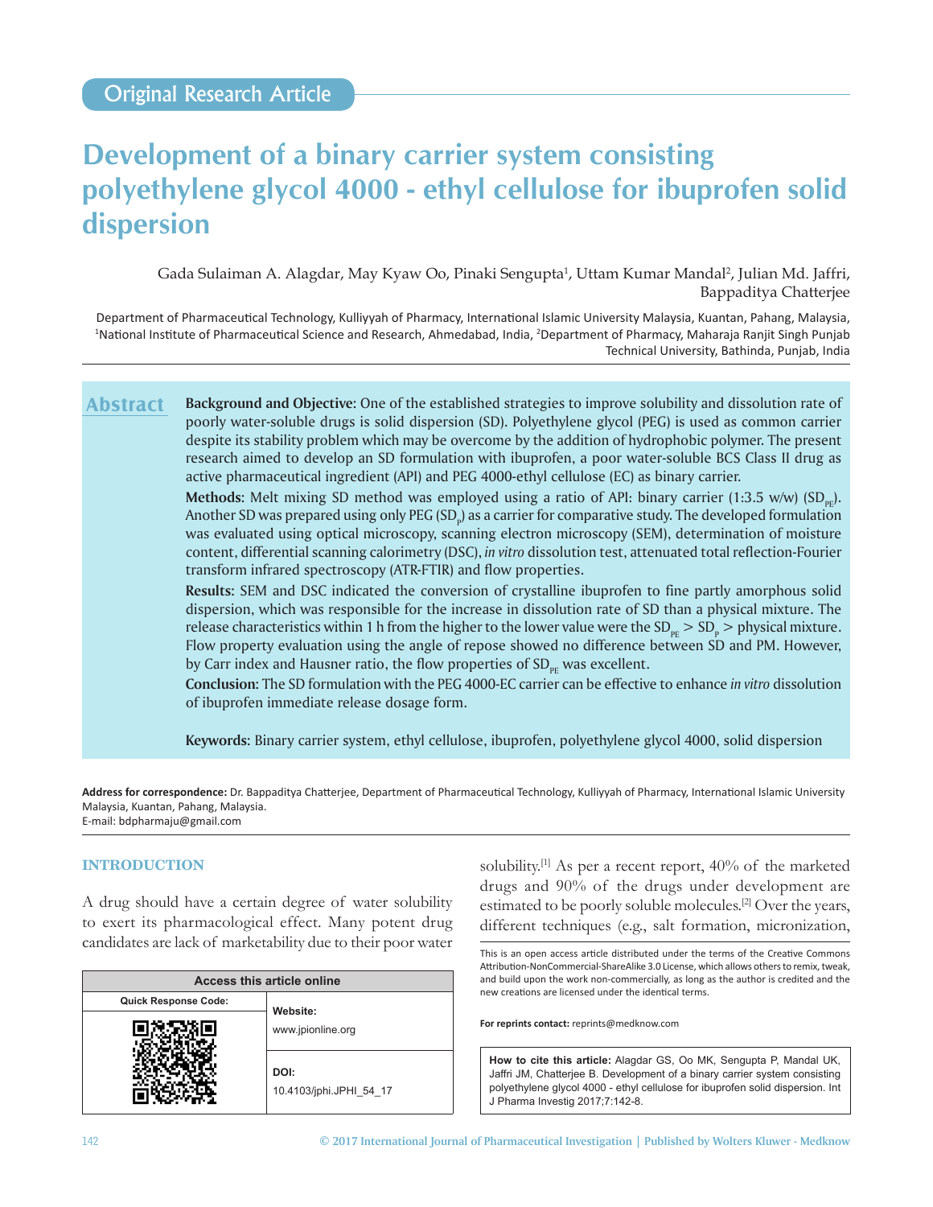Original Research Article

# Development of a binary carrier system consisting polyethylene glycol 4000 - ethyl cellulose for ibuprofen solid dispersion

Gada Sulaiman A. Alagdar, May Kyaw Oo, Pinaki Sengupta[1], Uttam Kumar Mandal[2], Julian Md. Jaffri, Bappaditya Chatterjee

Department of Pharmaceutical Technology, Kulliyyah of Pharmacy, International Islamic University Malaysia, Kuantan, Pahang, Malaysia, [1]National Institute of Pharmaceutical Science and Research, Ahmedabad, India, [2]Department of Pharmacy, Maharaja Ranjit Singh Punjab Technical University, Bathinda, Punjab, India

## Abstract

**Background and Objective:** One of the established strategies to improve solubility and dissolution rate of poorly water-soluble drugs is solid dispersion (SD). Polyethylene glycol (PEG) is used as common carrier despite its stability problem which may be overcome by the addition of hydrophobic polymer. The present research aimed to develop an SD formulation with ibuprofen, a poor water-soluble BCS Class II drug as active pharmaceutical ingredient (API) and PEG 4000-ethyl cellulose (EC) as binary carrier.

**Methods:** Melt mixing SD method was employed using a ratio of API: binary carrier (1:3.5 w/w) ($SD_{PE}$). Another SD was prepared using only PEG ($SD_{P}$) as a carrier for comparative study. The developed formulation was evaluated using optical microscopy, scanning electron microscopy (SEM), determination of moisture content, differential scanning calorimetry (DSC), *in vitro* dissolution test, attenuated total reflection-Fourier transform infrared spectroscopy (ATR-FTIR) and flow properties.

**Results:** SEM and DSC indicated the conversion of crystalline ibuprofen to fine partly amorphous solid dispersion, which was responsible for the increase in dissolution rate of SD than a physical mixture. The release characteristics within 1 h from the higher to the lower value were the $SD_{PE}$ > $SD_{P}$ > physical mixture. Flow property evaluation using the angle of repose showed no difference between SD and PM. However, by Carr index and Hausner ratio, the flow properties of $SD_{PE}$ was excellent.

**Conclusion:** The SD formulation with the PEG 4000-EC carrier can be effective to enhance *in vitro* dissolution of ibuprofen immediate release dosage form.

**Keywords:** Binary carrier system, ethyl cellulose, ibuprofen, polyethylene glycol 4000, solid dispersion

**Address for correspondence:** Dr. Bappaditya Chatterjee, Department of Pharmaceutical Technology, Kulliyyah of Pharmacy, International Islamic University Malaysia, Kuantan, Pahang, Malaysia.
E-mail: bdpharmaju@gmail.com

## INTRODUCTION

A drug should have a certain degree of water solubility to exert its pharmacological effect. Many potent drug candidates are lack of marketability due to their poor water solubility.[1] As per a recent report, 40% of the marketed drugs and 90% of the drugs under development are estimated to be poorly soluble molecules.[2] Over the years, different techniques (e.g., salt formation, micronization,

| Access this article online | |
|---|---|
| Quick Response Code: | Website: www.jpionline.org |
| | DOI: 10.4103/jphi.JPHI_54_17 |

This is an open access article distributed under the terms of the Creative Commons Attribution-NonCommercial-ShareAlike 3.0 License, which allows others to remix, tweak, and build upon the work non-commercially, as long as the author is credited and the new creations are licensed under the identical terms.

For reprints contact: reprints@medknow.com

**How to cite this article:** Alagdar GS, Oo MK, Sengupta P, Mandal UK, Jaffri JM, Chatterjee B. Development of a binary carrier system consisting polyethylene glycol 4000 - ethyl cellulose for ibuprofen solid dispersion. Int J Pharma Investig 2017;7:142-8.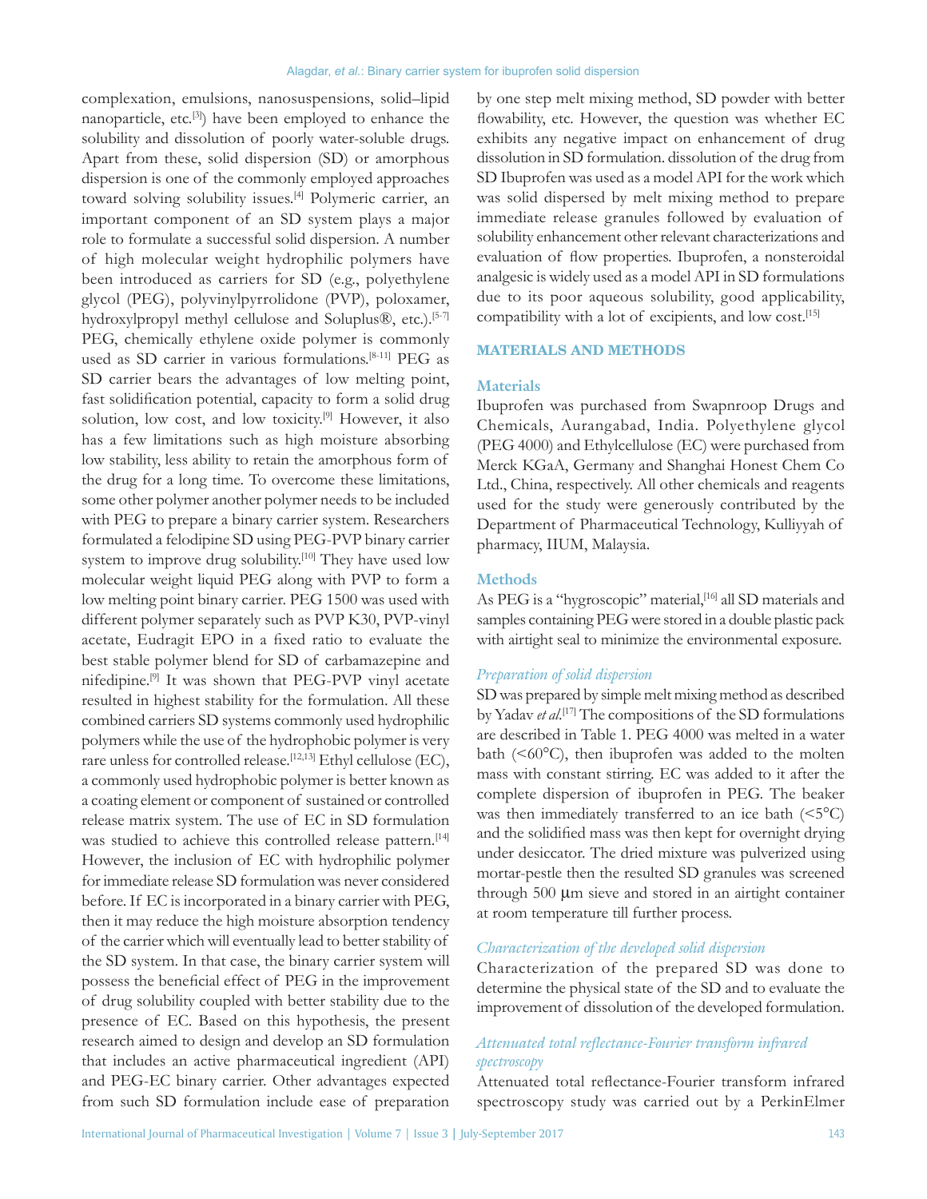complexation, emulsions, nanosuspensions, solid–lipid nanoparticle, etc.[3]) have been employed to enhance the solubility and dissolution of poorly water-soluble drugs. Apart from these, solid dispersion (SD) or amorphous dispersion is one of the commonly employed approaches toward solving solubility issues.[4] Polymeric carrier, an important component of an SD system plays a major role to formulate a successful solid dispersion. A number of high molecular weight hydrophilic polymers have been introduced as carriers for SD (e.g., polyethylene glycol (PEG), polyvinylpyrrolidone (PVP), poloxamer, hydroxylpropyl methyl cellulose and Soluplus®, etc.).[5-7] PEG, chemically ethylene oxide polymer is commonly used as SD carrier in various formulations.[8-11] PEG as SD carrier bears the advantages of low melting point, fast solidification potential, capacity to form a solid drug solution, low cost, and low toxicity.[9] However, it also has a few limitations such as high moisture absorbing low stability, less ability to retain the amorphous form of the drug for a long time. To overcome these limitations, some other polymer another polymer needs to be included with PEG to prepare a binary carrier system. Researchers formulated a felodipine SD using PEG-PVP binary carrier system to improve drug solubility.[10] They have used low molecular weight liquid PEG along with PVP to form a low melting point binary carrier. PEG 1500 was used with different polymer separately such as PVP K30, PVP-vinyl acetate, Eudragit EPO in a fixed ratio to evaluate the best stable polymer blend for SD of carbamazepine and nifedipine.[9] It was shown that PEG-PVP vinyl acetate resulted in highest stability for the formulation. All these combined carriers SD systems commonly used hydrophilic polymers while the use of the hydrophobic polymer is very rare unless for controlled release.[12,13] Ethyl cellulose (EC), a commonly used hydrophobic polymer is better known as a coating element or component of sustained or controlled release matrix system. The use of EC in SD formulation was studied to achieve this controlled release pattern.[14] However, the inclusion of EC with hydrophilic polymer for immediate release SD formulation was never considered before. If EC is incorporated in a binary carrier with PEG, then it may reduce the high moisture absorption tendency of the carrier which will eventually lead to better stability of the SD system. In that case, the binary carrier system will possess the beneficial effect of PEG in the improvement of drug solubility coupled with better stability due to the presence of EC. Based on this hypothesis, the present research aimed to design and develop an SD formulation that includes an active pharmaceutical ingredient (API) and PEG-EC binary carrier. Other advantages expected from such SD formulation include ease of preparation by one step melt mixing method, SD powder with better flowability, etc. However, the question was whether EC exhibits any negative impact on enhancement of drug dissolution in SD formulation. dissolution of the drug from SD Ibuprofen was used as a model API for the work which was solid dispersed by melt mixing method to prepare immediate release granules followed by evaluation of solubility enhancement other relevant characterizations and evaluation of flow properties. Ibuprofen, a nonsteroidal analgesic is widely used as a model API in SD formulations due to its poor aqueous solubility, good applicability, compatibility with a lot of excipients, and low cost.[15]

## MATERIALS AND METHODS

### Materials

Ibuprofen was purchased from Swapnroop Drugs and Chemicals, Aurangabad, India. Polyethylene glycol (PEG 4000) and Ethylcellulose (EC) were purchased from Merck KGaA, Germany and Shanghai Honest Chem Co Ltd., China, respectively. All other chemicals and reagents used for the study were generously contributed by the Department of Pharmaceutical Technology, Kulliyyah of pharmacy, IIUM, Malaysia.

### Methods

As PEG is a "hygroscopic" material,[16] all SD materials and samples containing PEG were stored in a double plastic pack with airtight seal to minimize the environmental exposure.

#### *Preparation of solid dispersion*

SD was prepared by simple melt mixing method as described by Yadav *et al.*[17] The compositions of the SD formulations are described in Table 1. PEG 4000 was melted in a water bath (<60°C), then ibuprofen was added to the molten mass with constant stirring. EC was added to it after the complete dispersion of ibuprofen in PEG. The beaker was then immediately transferred to an ice bath (<5°C) and the solidified mass was then kept for overnight drying under desiccator. The dried mixture was pulverized using mortar-pestle then the resulted SD granules was screened through 500 μm sieve and stored in an airtight container at room temperature till further process.

#### *Characterization of the developed solid dispersion*

Characterization of the prepared SD was done to determine the physical state of the SD and to evaluate the improvement of dissolution of the developed formulation.

#### *Attenuated total reflectance-Fourier transform infrared spectroscopy*

Attenuated total reflectance-Fourier transform infrared spectroscopy study was carried out by a PerkinElmer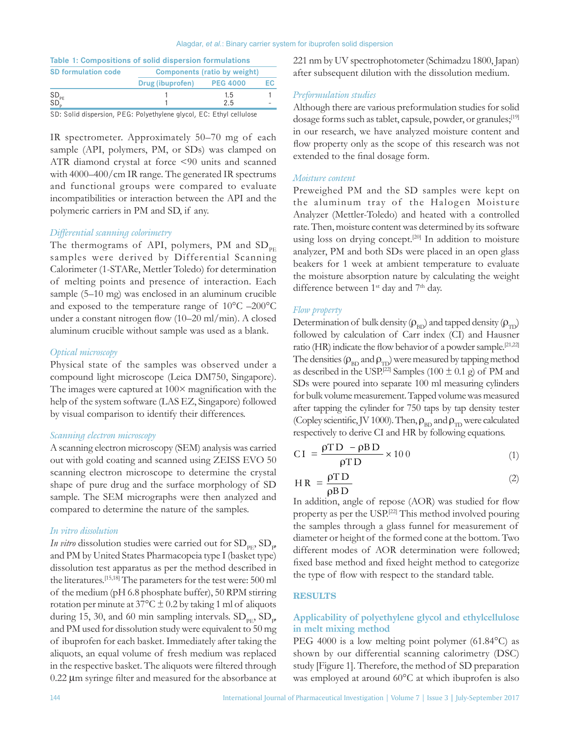**Table 1: Compositions of solid dispersion formulations**

| SD formulation code | Components (ratio by weight) | | |
|---|---|---|---|
| | Drug (ibuprofen) | PEG 4000 | EC |
| $SD_{PE}$ | 1 | 1.5 | 1 |
| $SD_{P}$ | 1 | 2.5 | - |

SD: Solid dispersion, PEG: Polyethylene glycol, EC: Ethyl cellulose

IR spectrometer. Approximately 50–70 mg of each sample (API, polymers, PM, or SDs) was clamped on ATR diamond crystal at force <90 units and scanned with 4000–400/cm IR range. The generated IR spectrums and functional groups were compared to evaluate incompatibilities or interaction between the API and the polymeric carriers in PM and SD, if any.

### *Differential scanning colorimetry*

The thermograms of API, polymers, PM and $SD_{PE}$ samples were derived by Differential Scanning Calorimeter (1-STARe, Mettler Toledo) for determination of melting points and presence of interaction. Each sample (5–10 mg) was enclosed in an aluminum crucible and exposed to the temperature range of 10°C –200°C under a constant nitrogen flow (10–20 ml/min). A closed aluminum crucible without sample was used as a blank.

### *Optical microscopy*

Physical state of the samples was observed under a compound light microscope (Leica DM750, Singapore). The images were captured at 100× magnification with the help of the system software (LAS EZ, Singapore) followed by visual comparison to identify their differences.

### *Scanning electron microscopy*

A scanning electron microscopy (SEM) analysis was carried out with gold coating and scanned using ZEISS EVO 50 scanning electron microscope to determine the crystal shape of pure drug and the surface morphology of SD sample. The SEM micrographs were then analyzed and compared to determine the nature of the samples.

### *In vitro dissolution*

*In vitro* dissolution studies were carried out for $SD_{PE}$, $SD_{P}$, and PM by United States Pharmacopeia type I (basket type) dissolution test apparatus as per the method described in the literatures.[15,18] The parameters for the test were: 500 ml of the medium (pH 6.8 phosphate buffer), 50 RPM stirring rotation per minute at 37°C ± 0.2 by taking 1 ml of aliquots during 15, 30, and 60 min sampling intervals. $SD_{PE}$, $SD_{P}$, and PM used for dissolution study were equivalent to 50 mg of ibuprofen for each basket. Immediately after taking the aliquots, an equal volume of fresh medium was replaced in the respective basket. The aliquots were filtered through 0.22 µm syringe filter and measured for the absorbance at 221 nm by UV spectrophotometer (Schimadzu 1800, Japan) after subsequent dilution with the dissolution medium.

### *Preformulation studies*

Although there are various preformulation studies for solid dosage forms such as tablet, capsule, powder, or granules;[19] in our research, we have analyzed moisture content and flow property only as the scope of this research was not extended to the final dosage form.

### *Moisture content*

Preweighed PM and the SD samples were kept on the aluminum tray of the Halogen Moisture Analyzer (Mettler-Toledo) and heated with a controlled rate. Then, moisture content was determined by its software using loss on drying concept.[20] In addition to moisture analyzer, PM and both SDs were placed in an open glass beakers for 1 week at ambient temperature to evaluate the moisture absorption nature by calculating the weight difference between 1st day and 7th day.

### *Flow property*

Determination of bulk density ($\rho_{BD}$) and tapped density ($\rho_{TD}$) followed by calculation of Carr index (CI) and Hausner ratio (HR) indicate the flow behavior of a powder sample.[21,22] The densities ($\rho_{BD}$ and $\rho_{TD}$) were measured by tapping method as described in the USP.[22] Samples (100 ± 0.1 g) of PM and SDs were poured into separate 100 ml measuring cylinders for bulk volume measurement. Tapped volume was measured after tapping the cylinder for 750 taps by tap density tester (Copley scientific, JV 1000). Then, $\rho_{BD}$ and $\rho_{TD}$ were calculated respectively to derive CI and HR by following equations.

$$CI = \frac{\rho TD - \rho BD}{\rho TD} \times 100 \quad (1)$$

$$HR = \frac{\rho TD}{\rho BD} \quad (2)$$

In addition, angle of repose (AOR) was studied for flow property as per the USP.[22] This method involved pouring the samples through a glass funnel for measurement of diameter or height of the formed cone at the bottom. Two different modes of AOR determination were followed; fixed base method and fixed height method to categorize the type of flow with respect to the standard table.

## RESULTS

### Applicability of polyethylene glycol and ethylcellulose in melt mixing method

PEG 4000 is a low melting point polymer (61.84°C) as shown by our differential scanning calorimetry (DSC) study [Figure 1]. Therefore, the method of SD preparation was employed at around 60°C at which ibuprofen is also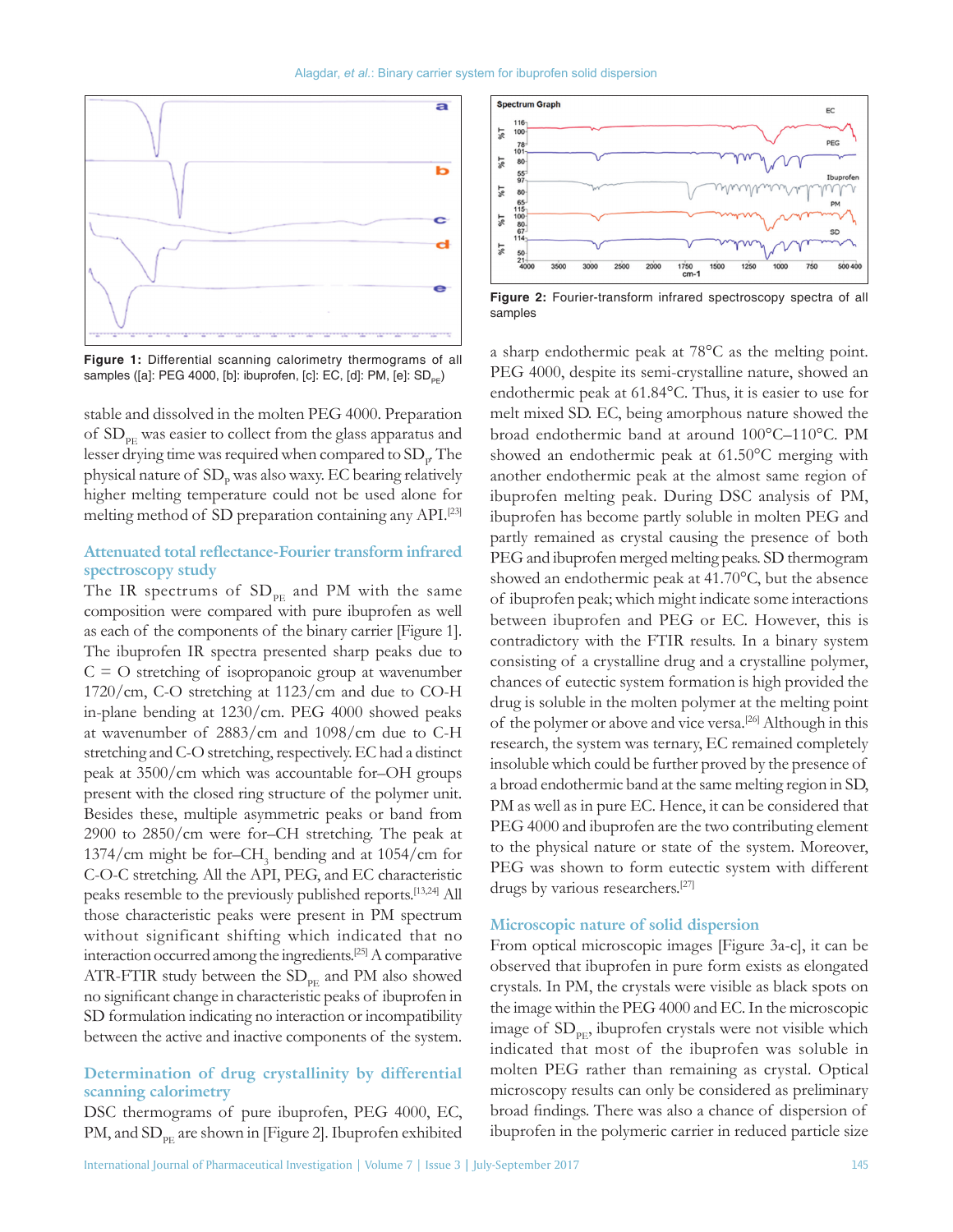Figure 1: Differential scanning calorimetry thermograms of all samples ([a]: PEG 4000, [b]: ibuprofen, [c]: EC, [d]: PM, [e]: $SD_{PE}$)

stable and dissolved in the molten PEG 4000. Preparation of $SD_{PE}$ was easier to collect from the glass apparatus and lesser drying time was required when compared to $SD_P$. The physical nature of $SD_P$ was also waxy. EC bearing relatively higher melting temperature could not be used alone for melting method of SD preparation containing any API.[23]

## Attenuated total reflectance-Fourier transform infrared spectroscopy study

The IR spectrums of $SD_{PE}$ and PM with the same composition were compared with pure ibuprofen as well as each of the components of the binary carrier [Figure 1]. The ibuprofen IR spectra presented sharp peaks due to C = O stretching of isopropanoic group at wavenumber 1720/cm, C-O stretching at 1123/cm and due to CO-H in-plane bending at 1230/cm. PEG 4000 showed peaks at wavenumber of 2883/cm and 1098/cm due to C-H stretching and C-O stretching, respectively. EC had a distinct peak at 3500/cm which was accountable for–OH groups present with the closed ring structure of the polymer unit. Besides these, multiple asymmetric peaks or band from 2900 to 2850/cm were for–CH stretching. The peak at 1374/cm might be for–$CH_3$ bending and at 1054/cm for C-O-C stretching. All the API, PEG, and EC characteristic peaks resemble to the previously published reports.[13,24] All those characteristic peaks were present in PM spectrum without significant shifting which indicated that no interaction occurred among the ingredients.[25] A comparative ATR-FTIR study between the $SD_{PE}$ and PM also showed no significant change in characteristic peaks of ibuprofen in SD formulation indicating no interaction or incompatibility between the active and inactive components of the system.

## Determination of drug crystallinity by differential scanning calorimetry

DSC thermograms of pure ibuprofen, PEG 4000, EC, PM, and $SD_{PE}$ are shown in [Figure 2]. Ibuprofen exhibited

Figure 2: Fourier-transform infrared spectroscopy spectra of all samples

a sharp endothermic peak at 78°C as the melting point. PEG 4000, despite its semi-crystalline nature, showed an endothermic peak at 61.84°C. Thus, it is easier to use for melt mixed SD. EC, being amorphous nature showed the broad endothermic band at around 100°C–110°C. PM showed an endothermic peak at 61.50°C merging with another endothermic peak at the almost same region of ibuprofen melting peak. During DSC analysis of PM, ibuprofen has become partly soluble in molten PEG and partly remained as crystal causing the presence of both PEG and ibuprofen merged melting peaks. SD thermogram showed an endothermic peak at 41.70°C, but the absence of ibuprofen peak; which might indicate some interactions between ibuprofen and PEG or EC. However, this is contradictory with the FTIR results. In a binary system consisting of a crystalline drug and a crystalline polymer, chances of eutectic system formation is high provided the drug is soluble in the molten polymer at the melting point of the polymer or above and vice versa.[26] Although in this research, the system was ternary, EC remained completely insoluble which could be further proved by the presence of a broad endothermic band at the same melting region in SD, PM as well as in pure EC. Hence, it can be considered that PEG 4000 and ibuprofen are the two contributing element to the physical nature or state of the system. Moreover, PEG was shown to form eutectic system with different drugs by various researchers.[27]

## Microscopic nature of solid dispersion

From optical microscopic images [Figure 3a-c], it can be observed that ibuprofen in pure form exists as elongated crystals. In PM, the crystals were visible as black spots on the image within the PEG 4000 and EC. In the microscopic image of $SD_{PE}$, ibuprofen crystals were not visible which indicated that most of the ibuprofen was soluble in molten PEG rather than remaining as crystal. Optical microscopy results can only be considered as preliminary broad findings. There was also a chance of dispersion of ibuprofen in the polymeric carrier in reduced particle size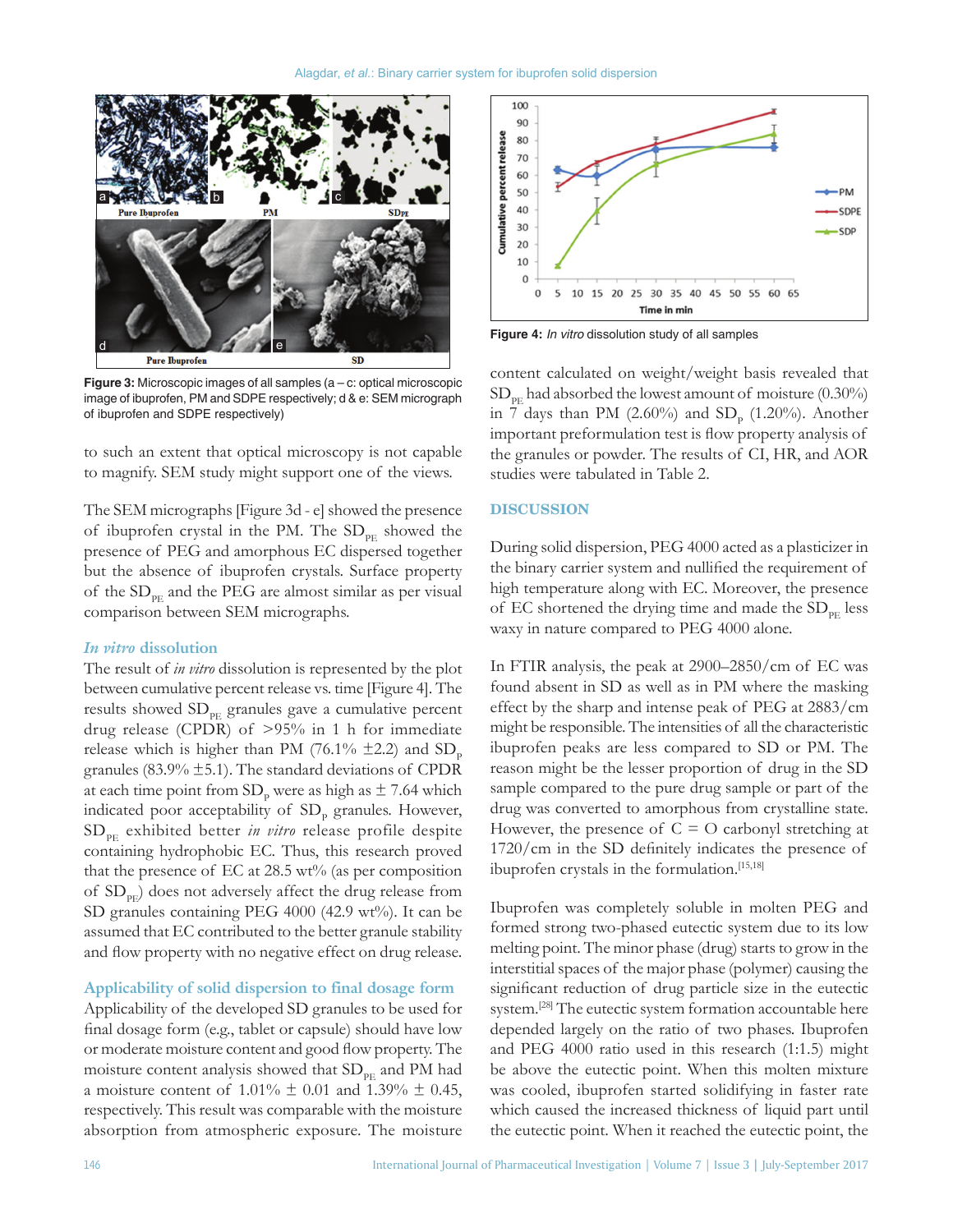Figure 3: Microscopic images of all samples (a – c: optical microscopic image of ibuprofen, PM and SDPE respectively; d & e: SEM micrograph of ibuprofen and SDPE respectively)

to such an extent that optical microscopy is not capable to magnify. SEM study might support one of the views.

The SEM micrographs [Figure 3d - e] showed the presence of ibuprofen crystal in the PM. The $SD_{PE}$ showed the presence of PEG and amorphous EC dispersed together but the absence of ibuprofen crystals. Surface property of the $SD_{PE}$ and the PEG are almost similar as per visual comparison between SEM micrographs.

### *In vitro* dissolution

The result of *in vitro* dissolution is represented by the plot between cumulative percent release vs. time [Figure 4]. The results showed $SD_{PE}$ granules gave a cumulative percent drug release (CPDR) of >95% in 1 h for immediate release which is higher than PM (76.1% ±2.2) and $SD_{P}$ granules (83.9% ±5.1). The standard deviations of CPDR at each time point from $SD_{P}$ were as high as ± 7.64 which indicated poor acceptability of $SD_{P}$ granules. However, $SD_{PE}$ exhibited better *in vitro* release profile despite containing hydrophobic EC. Thus, this research proved that the presence of EC at 28.5 wt% (as per composition of $SD_{PE}$) does not adversely affect the drug release from SD granules containing PEG 4000 (42.9 wt%). It can be assumed that EC contributed to the better granule stability and flow property with no negative effect on drug release.

### Applicability of solid dispersion to final dosage form

Applicability of the developed SD granules to be used for final dosage form (e.g., tablet or capsule) should have low or moderate moisture content and good flow property. The moisture content analysis showed that $SD_{PE}$ and PM had a moisture content of 1.01% ± 0.01 and 1.39% ± 0.45, respectively. This result was comparable with the moisture absorption from atmospheric exposure. The moisture content calculated on weight/weight basis revealed that $SD_{PE}$ had absorbed the lowest amount of moisture (0.30%) in 7 days than PM (2.60%) and $SD_{P}$ (1.20%). Another important preformulation test is flow property analysis of the granules or powder. The results of CI, HR, and AOR studies were tabulated in Table 2.

Figure 4: *In vitro* dissolution study of all samples

## DISCUSSION

During solid dispersion, PEG 4000 acted as a plasticizer in the binary carrier system and nullified the requirement of high temperature along with EC. Moreover, the presence of EC shortened the drying time and made the $SD_{PE}$ less waxy in nature compared to PEG 4000 alone.

In FTIR analysis, the peak at 2900–2850/cm of EC was found absent in SD as well as in PM where the masking effect by the sharp and intense peak of PEG at 2883/cm might be responsible. The intensities of all the characteristic ibuprofen peaks are less compared to SD or PM. The reason might be the lesser proportion of drug in the SD sample compared to the pure drug sample or part of the drug was converted to amorphous from crystalline state. However, the presence of C = O carbonyl stretching at 1720/cm in the SD definitely indicates the presence of ibuprofen crystals in the formulation.[15,18]

Ibuprofen was completely soluble in molten PEG and formed strong two-phased eutectic system due to its low melting point. The minor phase (drug) starts to grow in the interstitial spaces of the major phase (polymer) causing the significant reduction of drug particle size in the eutectic system.[28] The eutectic system formation accountable here depended largely on the ratio of two phases. Ibuprofen and PEG 4000 ratio used in this research (1:1.5) might be above the eutectic point. When this molten mixture was cooled, ibuprofen started solidifying in faster rate which caused the increased thickness of liquid part until the eutectic point. When it reached the eutectic point, the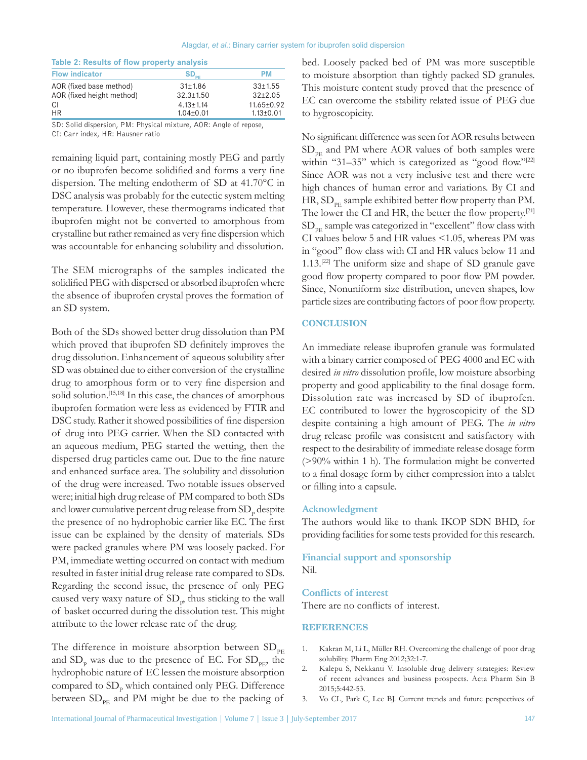**Table 2: Results of flow property analysis**

| Flow indicator | $SD_{PE}$ | PM |
|---|---|---|
| AOR (fixed base method) | 31±1.86 | 33±1.55 |
| AOR (fixed height method) | 32.3±1.50 | 32±2.05 |
| CI | 4.13±1.14 | 11.65±0.92 |
| HR | 1.04±0.01 | 1.13±0.01 |

SD: Solid dispersion, PM: Physical mixture, AOR: Angle of repose, CI: Carr index, HR: Hausner ratio

remaining liquid part, containing mostly PEG and partly or no ibuprofen become solidified and forms a very fine dispersion. The melting endotherm of SD at 41.70°C in DSC analysis was probably for the eutectic system melting temperature. However, these thermograms indicated that ibuprofen might not be converted to amorphous from crystalline but rather remained as very fine dispersion which was accountable for enhancing solubility and dissolution.

The SEM micrographs of the samples indicated the solidified PEG with dispersed or absorbed ibuprofen where the absence of ibuprofen crystal proves the formation of an SD system.

Both of the SDs showed better drug dissolution than PM which proved that ibuprofen SD definitely improves the drug dissolution. Enhancement of aqueous solubility after SD was obtained due to either conversion of the crystalline drug to amorphous form or to very fine dispersion and solid solution.[15,18] In this case, the chances of amorphous ibuprofen formation were less as evidenced by FTIR and DSC study. Rather it showed possibilities of fine dispersion of drug into PEG carrier. When the SD contacted with an aqueous medium, PEG started the wetting, then the dispersed drug particles came out. Due to the fine nature and enhanced surface area. The solubility and dissolution of the drug were increased. Two notable issues observed were; initial high drug release of PM compared to both SDs and lower cumulative percent drug release from $SD_P$ despite the presence of no hydrophobic carrier like EC. The first issue can be explained by the density of materials. SDs were packed granules where PM was loosely packed. For PM, immediate wetting occurred on contact with medium resulted in faster initial drug release rate compared to SDs. Regarding the second issue, the presence of only PEG caused very waxy nature of $SD_P$, thus sticking to the wall of basket occurred during the dissolution test. This might attribute to the lower release rate of the drug.

The difference in moisture absorption between $SD_{PE}$ and $SD_P$ was due to the presence of EC. For $SD_{PE}$, the hydrophobic nature of EC lessen the moisture absorption compared to $SD_P$ which contained only PEG. Difference between $SD_{PE}$ and PM might be due to the packing of bed. Loosely packed bed of PM was more susceptible to moisture absorption than tightly packed SD granules. This moisture content study proved that the presence of EC can overcome the stability related issue of PEG due to hygroscopicity.

No significant difference was seen for AOR results between $SD_{PE}$ and PM where AOR values of both samples were within "31–35" which is categorized as "good flow."[22] Since AOR was not a very inclusive test and there were high chances of human error and variations. By CI and HR, $SD_{PE}$ sample exhibited better flow property than PM. The lower the CI and HR, the better the flow property.[21] $SD_{PE}$ sample was categorized in "excellent" flow class with CI values below 5 and HR values <1.05, whereas PM was in "good" flow class with CI and HR values below 11 and 1.13.[22] The uniform size and shape of SD granule gave good flow property compared to poor flow PM powder. Since, Nonuniform size distribution, uneven shapes, low particle sizes are contributing factors of poor flow property.

## CONCLUSION

An immediate release ibuprofen granule was formulated with a binary carrier composed of PEG 4000 and EC with desired *in vitro* dissolution profile, low moisture absorbing property and good applicability to the final dosage form. Dissolution rate was increased by SD of ibuprofen. EC contributed to lower the hygroscopicity of the SD despite containing a high amount of PEG. The *in vitro* drug release profile was consistent and satisfactory with respect to the desirability of immediate release dosage form (>90% within 1 h). The formulation might be converted to a final dosage form by either compression into a tablet or filling into a capsule.

### Acknowledgment

The authors would like to thank IKOP SDN BHD, for providing facilities for some tests provided for this research.

### Financial support and sponsorship

Nil.

### Conflicts of interest

There are no conflicts of interest.

## REFERENCES

1. Kakran M, Li L, Müller RH. Overcoming the challenge of poor drug solubility. Pharm Eng 2012;32:1-7.
2. Kalepu S, Nekkanti V. Insoluble drug delivery strategies: Review of recent advances and business prospects. Acta Pharm Sin B 2015;5:442-53.
3. Vo CL, Park C, Lee BJ. Current trends and future perspectives of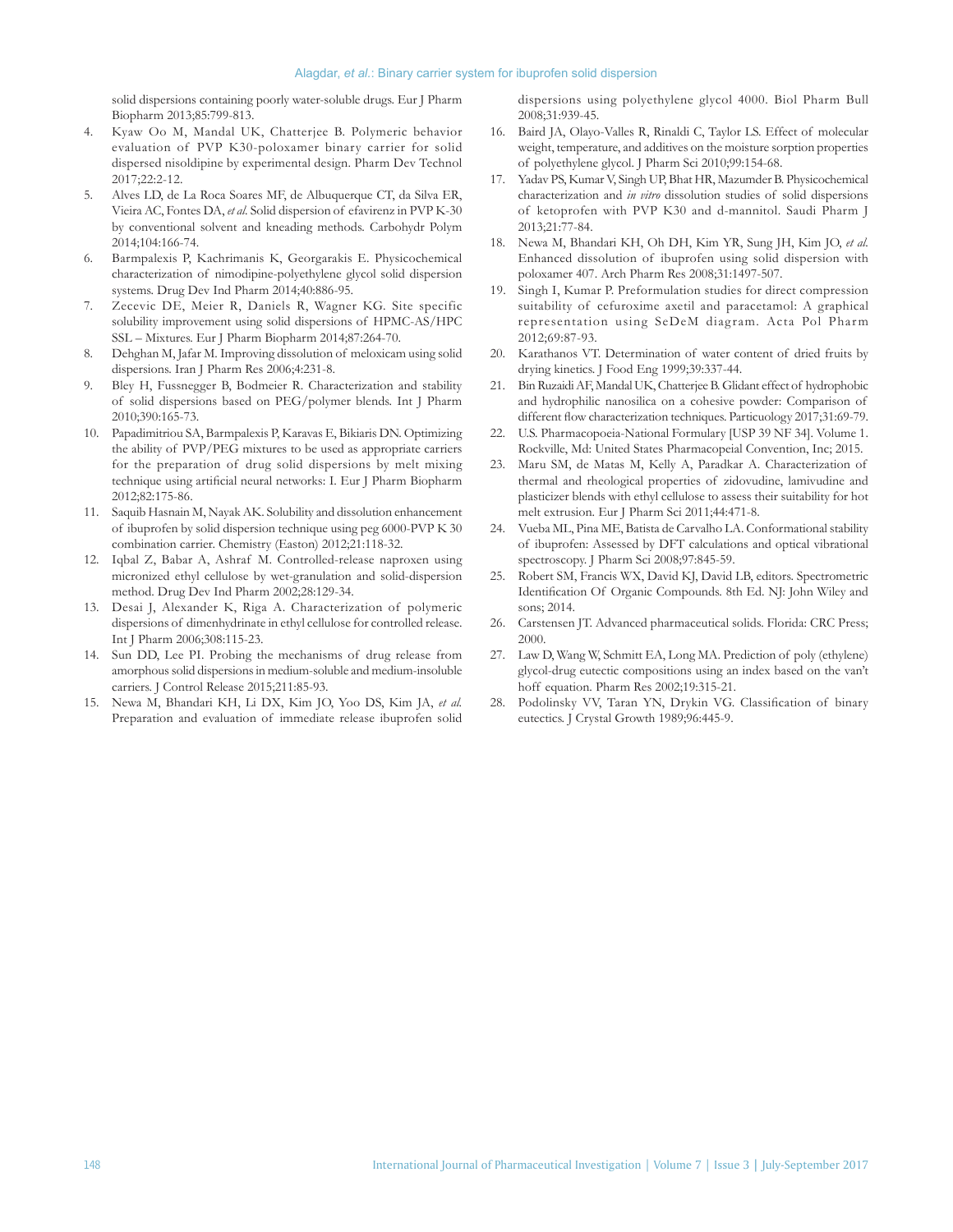solid dispersions containing poorly water-soluble drugs. Eur J Pharm Biopharm 2013;85:799-813.

4. Kyaw Oo M, Mandal UK, Chatterjee B. Polymeric behavior evaluation of PVP K30-poloxamer binary carrier for solid dispersed nisoldipine by experimental design. Pharm Dev Technol 2017;22:2-12.
5. Alves LD, de La Roca Soares MF, de Albuquerque CT, da Silva ER, Vieira AC, Fontes DA, *et al*. Solid dispersion of efavirenz in PVP K-30 by conventional solvent and kneading methods. Carbohydr Polym 2014;104:166-74.
6. Barmpalexis P, Kachrimanis K, Georgarakis E. Physicochemical characterization of nimodipine-polyethylene glycol solid dispersion systems. Drug Dev Ind Pharm 2014;40:886-95.
7. Zecevic DE, Meier R, Daniels R, Wagner KG. Site specific solubility improvement using solid dispersions of HPMC-AS/HPC SSL – Mixtures. Eur J Pharm Biopharm 2014;87:264-70.
8. Dehghan M, Jafar M. Improving dissolution of meloxicam using solid dispersions. Iran J Pharm Res 2006;4:231-8.
9. Bley H, Fussnegger B, Bodmeier R. Characterization and stability of solid dispersions based on PEG/polymer blends. Int J Pharm 2010;390:165-73.
10. Papadimitriou SA, Barmpalexis P, Karavas E, Bikiaris DN. Optimizing the ability of PVP/PEG mixtures to be used as appropriate carriers for the preparation of drug solid dispersions by melt mixing technique using artificial neural networks: I. Eur J Pharm Biopharm 2012;82:175-86.
11. Saquib Hasnain M, Nayak AK. Solubility and dissolution enhancement of ibuprofen by solid dispersion technique using peg 6000-PVP K 30 combination carrier. Chemistry (Easton) 2012;21:118-32.
12. Iqbal Z, Babar A, Ashraf M. Controlled-release naproxen using micronized ethyl cellulose by wet-granulation and solid-dispersion method. Drug Dev Ind Pharm 2002;28:129-34.
13. Desai J, Alexander K, Riga A. Characterization of polymeric dispersions of dimenhydrinate in ethyl cellulose for controlled release. Int J Pharm 2006;308:115-23.
14. Sun DD, Lee PI. Probing the mechanisms of drug release from amorphous solid dispersions in medium-soluble and medium-insoluble carriers. J Control Release 2015;211:85-93.
15. Newa M, Bhandari KH, Li DX, Kim JO, Yoo DS, Kim JA, *et al*. Preparation and evaluation of immediate release ibuprofen solid dispersions using polyethylene glycol 4000. Biol Pharm Bull 2008;31:939-45.
16. Baird JA, Olayo-Valles R, Rinaldi C, Taylor LS. Effect of molecular weight, temperature, and additives on the moisture sorption properties of polyethylene glycol. J Pharm Sci 2010;99:154-68.
17. Yadav PS, Kumar V, Singh UP, Bhat HR, Mazumder B. Physicochemical characterization and *in vitro* dissolution studies of solid dispersions of ketoprofen with PVP K30 and d-mannitol. Saudi Pharm J 2013;21:77-84.
18. Newa M, Bhandari KH, Oh DH, Kim YR, Sung JH, Kim JO, *et al*. Enhanced dissolution of ibuprofen using solid dispersion with poloxamer 407. Arch Pharm Res 2008;31:1497-507.
19. Singh I, Kumar P. Preformulation studies for direct compression suitability of cefuroxime axetil and paracetamol: A graphical representation using SeDeM diagram. Acta Pol Pharm 2012;69:87-93.
20. Karathanos VT. Determination of water content of dried fruits by drying kinetics. J Food Eng 1999;39:337-44.
21. Bin Ruzaidi AF, Mandal UK, Chatterjee B. Glidant effect of hydrophobic and hydrophilic nanosilica on a cohesive powder: Comparison of different flow characterization techniques. Particuology 2017;31:69-79.
22. U.S. Pharmacopoeia-National Formulary [USP 39 NF 34]. Volume 1. Rockville, Md: United States Pharmacopeial Convention, Inc; 2015.
23. Maru SM, de Matas M, Kelly A, Paradkar A. Characterization of thermal and rheological properties of zidovudine, lamivudine and plasticizer blends with ethyl cellulose to assess their suitability for hot melt extrusion. Eur J Pharm Sci 2011;44:471-8.
24. Vueba ML, Pina ME, Batista de Carvalho LA. Conformational stability of ibuprofen: Assessed by DFT calculations and optical vibrational spectroscopy. J Pharm Sci 2008;97:845-59.
25. Robert SM, Francis WX, David KJ, David LB, editors. Spectrometric Identification Of Organic Compounds. 8th Ed. NJ: John Wiley and sons; 2014.
26. Carstensen JT. Advanced pharmaceutical solids. Florida: CRC Press; 2000.
27. Law D, Wang W, Schmitt EA, Long MA. Prediction of poly (ethylene) glycol-drug eutectic compositions using an index based on the van't hoff equation. Pharm Res 2002;19:315-21.
28. Podolinsky VV, Taran YN, Drykin VG. Classification of binary eutectics. J Crystal Growth 1989;96:445-9.